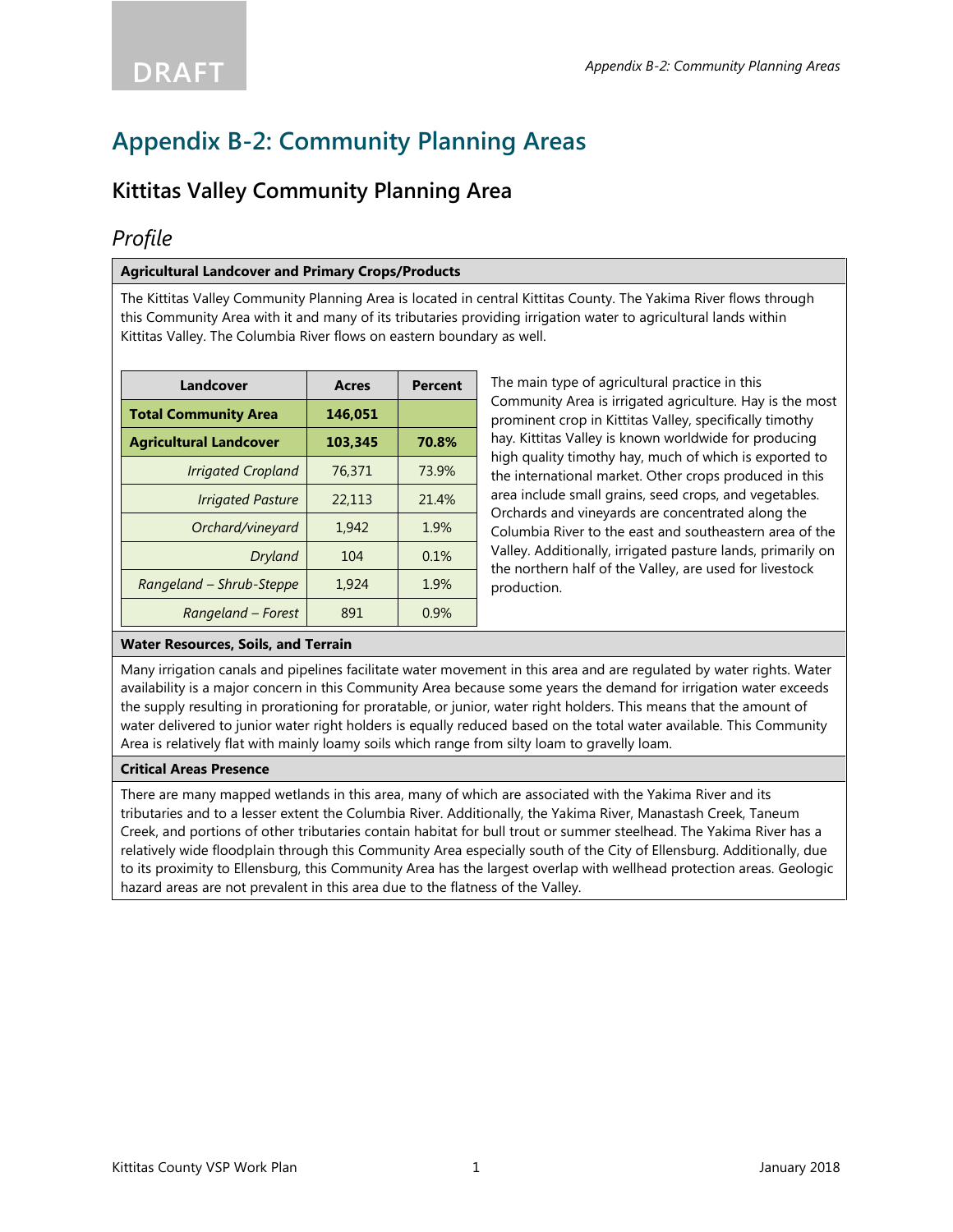# Appendix B-2: Community Planning Areas

## Kittitas Valley Community Planning Area

### *Profile*

**Agricultural Landcover and Primary Crops/Products**

The Kittitas Valley Community Planning Area is located in central Kittitas County. The Yakima River flows through this Community Area with it and many of its tributaries providing irrigation water to agricultural lands within Kittitas Valley. The Columbia River flows on eastern boundary as well.

| Landcover | Acres | Percent |
|---|---|---|
| **Total Community Area** | **146,051** | |
| **Agricultural Landcover** | **103,345** | **70.8%** |
| *Irrigated Cropland* | 76,371 | 73.9% |
| *Irrigated Pasture* | 22,113 | 21.4% |
| *Orchard/vineyard* | 1,942 | 1.9% |
| *Dryland* | 104 | 0.1% |
| *Rangeland – Shrub-Steppe* | 1,924 | 1.9% |
| *Rangeland – Forest* | 891 | 0.9% |

The main type of agricultural practice in this Community Area is irrigated agriculture. Hay is the most prominent crop in Kittitas Valley, specifically timothy hay. Kittitas Valley is known worldwide for producing high quality timothy hay, much of which is exported to the international market. Other crops produced in this area include small grains, seed crops, and vegetables. Orchards and vineyards are concentrated along the Columbia River to the east and southeastern area of the Valley. Additionally, irrigated pasture lands, primarily on the northern half of the Valley, are used for livestock production.

**Water Resources, Soils, and Terrain**

Many irrigation canals and pipelines facilitate water movement in this area and are regulated by water rights. Water availability is a major concern in this Community Area because some years the demand for irrigation water exceeds the supply resulting in prorationing for proratable, or junior, water right holders. This means that the amount of water delivered to junior water right holders is equally reduced based on the total water available. This Community Area is relatively flat with mainly loamy soils which range from silty loam to gravelly loam.

**Critical Areas Presence**

There are many mapped wetlands in this area, many of which are associated with the Yakima River and its tributaries and to a lesser extent the Columbia River. Additionally, the Yakima River, Manastash Creek, Taneum Creek, and portions of other tributaries contain habitat for bull trout or summer steelhead. The Yakima River has a relatively wide floodplain through this Community Area especially south of the City of Ellensburg. Additionally, due to its proximity to Ellensburg, this Community Area has the largest overlap with wellhead protection areas. Geologic hazard areas are not prevalent in this area due to the flatness of the Valley.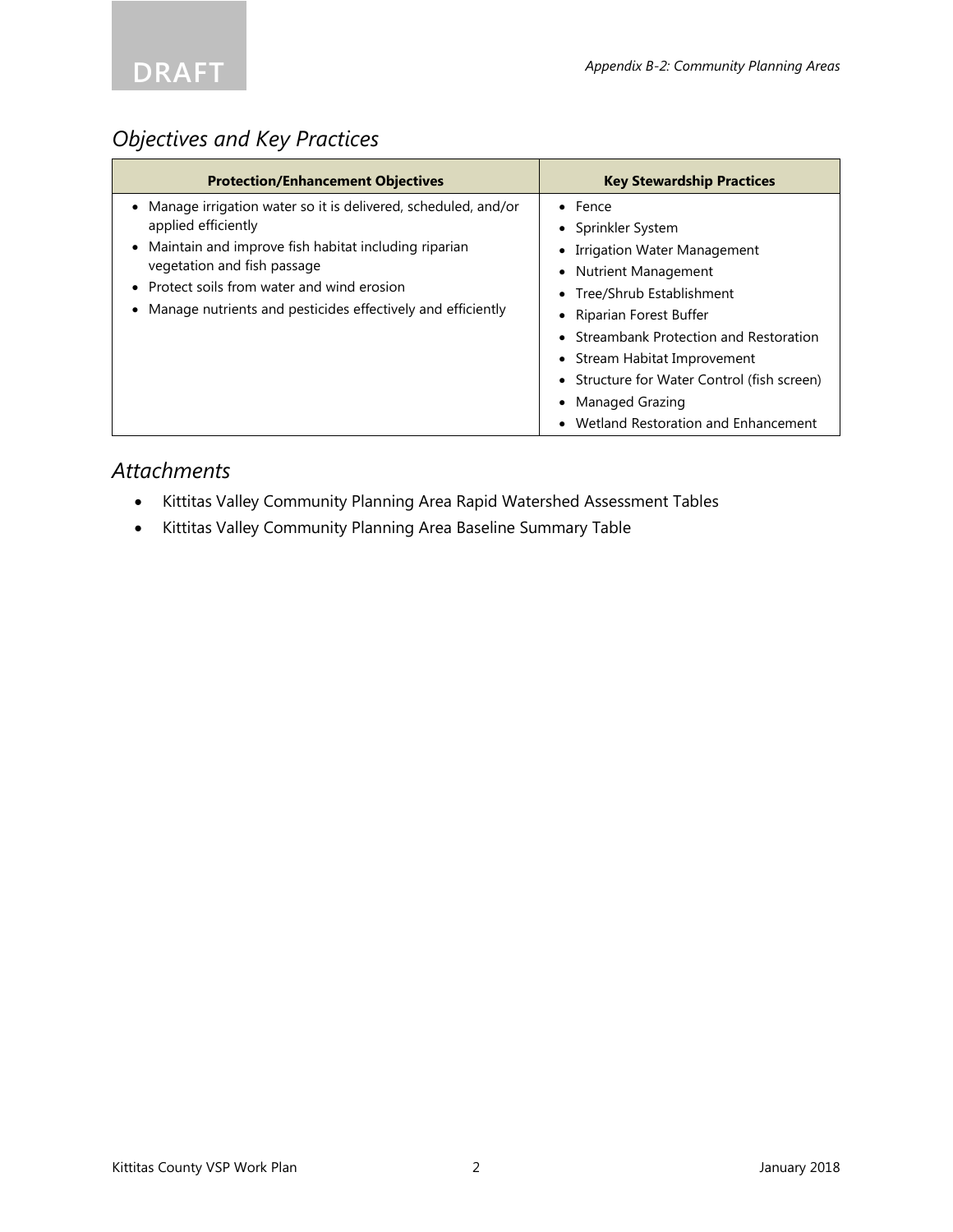## Objectives and Key Practices

| Protection/Enhancement Objectives | Key Stewardship Practices |
|---|---|
| • Manage irrigation water so it is delivered, scheduled, and/or applied efficiently<br>• Maintain and improve fish habitat including riparian vegetation and fish passage<br>• Protect soils from water and wind erosion<br>• Manage nutrients and pesticides effectively and efficiently | • Fence<br>• Sprinkler System<br>• Irrigation Water Management<br>• Nutrient Management<br>• Tree/Shrub Establishment<br>• Riparian Forest Buffer<br>• Streambank Protection and Restoration<br>• Stream Habitat Improvement<br>• Structure for Water Control (fish screen)<br>• Managed Grazing<br>• Wetland Restoration and Enhancement |

## Attachments

- Kittitas Valley Community Planning Area Rapid Watershed Assessment Tables
- Kittitas Valley Community Planning Area Baseline Summary Table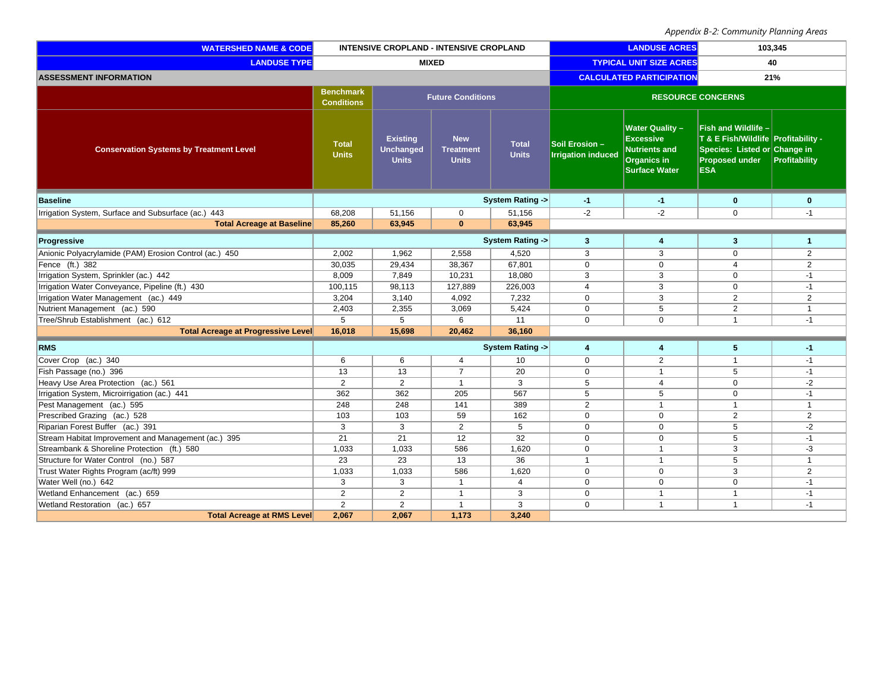| WATERSHED NAME & CODE | INTENSIVE CROPLAND - INTENSIVE CROPLAND | | | | LANDUSE ACRES | 103,345 | | |
|---|---|---|---|---|---|---|---|---|
| LANDUSE TYPE | MIXED | | | | TYPICAL UNIT SIZE ACRES | 40 | | |
| ASSESSMENT INFORMATION | | | | | CALCULATED PARTICIPATION | 21% | | |
| | Benchmark Conditions | Future Conditions | | | RESOURCE CONCERNS | | | |
| Conservation Systems by Treatment Level | Total Units | Existing Unchanged Units | New Treatment Units | Total Units | Soil Erosion – Irrigation induced | Water Quality – Excessive Nutrients and Organics in Surface Water | Fish and Wildlife – T & E Fish/Wildlife Species: Listed or Proposed under ESA | Profitability - Change in Profitability |
| **Baseline** | | | | **System Rating ->** | **-1** | **-1** | **0** | **0** |
| Irrigation System, Surface and Subsurface (ac.) 443 | 68,208 | 51,156 | 0 | 51,156 | -2 | -2 | 0 | -1 |
| **Total Acreage at Baseline** | **85,260** | **63,945** | **0** | **63,945** | | | | |
| **Progressive** | | | | **System Rating ->** | **3** | **4** | **3** | **1** |
| Anionic Polyacrylamide (PAM) Erosion Control (ac.) 450 | 2,002 | 1,962 | 2,558 | 4,520 | 3 | 3 | 0 | 2 |
| Fence (ft.) 382 | 30,035 | 29,434 | 38,367 | 67,801 | 0 | 0 | 4 | 2 |
| Irrigation System, Sprinkler (ac.) 442 | 8,009 | 7,849 | 10,231 | 18,080 | 3 | 3 | 0 | -1 |
| Irrigation Water Conveyance, Pipeline (ft.) 430 | 100,115 | 98,113 | 127,889 | 226,003 | 4 | 3 | 0 | -1 |
| Irrigation Water Management (ac.) 449 | 3,204 | 3,140 | 4,092 | 7,232 | 0 | 3 | 2 | 2 |
| Nutrient Management (ac.) 590 | 2,403 | 2,355 | 3,069 | 5,424 | 0 | 5 | 2 | 1 |
| Tree/Shrub Establishment (ac.) 612 | 5 | 5 | 6 | 11 | 0 | 0 | 1 | -1 |
| **Total Acreage at Progressive Level** | **16,018** | **15,698** | **20,462** | **36,160** | | | | |
| **RMS** | | | | **System Rating ->** | **4** | **4** | **5** | **-1** |
| Cover Crop (ac.) 340 | 6 | 6 | 4 | 10 | 0 | 2 | 1 | -1 |
| Fish Passage (no.) 396 | 13 | 13 | 7 | 20 | 0 | 1 | 5 | -1 |
| Heavy Use Area Protection (ac.) 561 | 2 | 2 | 1 | 3 | 5 | 4 | 0 | -2 |
| Irrigation System, Microirrigation (ac.) 441 | 362 | 362 | 205 | 567 | 5 | 5 | 0 | -1 |
| Pest Management (ac.) 595 | 248 | 248 | 141 | 389 | 2 | 1 | 1 | 1 |
| Prescribed Grazing (ac.) 528 | 103 | 103 | 59 | 162 | 0 | 0 | 2 | 2 |
| Riparian Forest Buffer (ac.) 391 | 3 | 3 | 2 | 5 | 0 | 0 | 5 | -2 |
| Stream Habitat Improvement and Management (ac.) 395 | 21 | 21 | 12 | 32 | 0 | 0 | 5 | -1 |
| Streambank & Shoreline Protection (ft.) 580 | 1,033 | 1,033 | 586 | 1,620 | 0 | 1 | 3 | -3 |
| Structure for Water Control (no.) 587 | 23 | 23 | 13 | 36 | 1 | 1 | 5 | 1 |
| Trust Water Rights Program (ac/ft) 999 | 1,033 | 1,033 | 586 | 1,620 | 0 | 0 | 3 | 2 |
| Water Well (no.) 642 | 3 | 3 | 1 | 4 | 0 | 0 | 0 | -1 |
| Wetland Enhancement (ac.) 659 | 2 | 2 | 1 | 3 | 0 | 1 | 1 | -1 |
| Wetland Restoration (ac.) 657 | 2 | 2 | 1 | 3 | 0 | 1 | 1 | -1 |
| **Total Acreage at RMS Level** | **2,067** | **2,067** | **1,173** | **3,240** | | | | |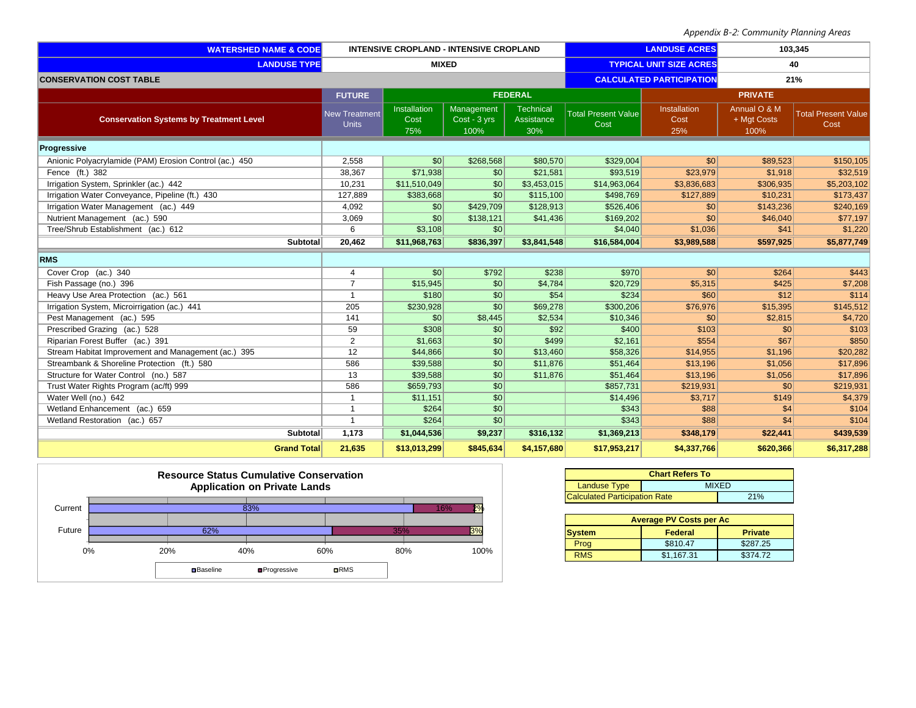| WATERSHED NAME & CODE | INTENSIVE CROPLAND - INTENSIVE CROPLAND | | | | LANDUSE ACRES | 103,345 | | |
|---|---|---|---|---|---|---|---|---|
| LANDUSE TYPE | MIXED | | | | TYPICAL UNIT SIZE ACRES | 40 | | |
| CONSERVATION COST TABLE | | | | | CALCULATED PARTICIPATION | 21% | | |
| | FUTURE | FEDERAL | | | | PRIVATE | | |
| Conservation Systems by Treatment Level | New Treatment Units | Installation Cost 75% | Management Cost - 3 yrs 100% | Technical Assistance 30% | Total Present Value Cost | Installation Cost 25% | Annual O & M + Mgt Costs 100% | Total Present Value Cost |
| **Progressive** | | | | | | | | |
| Anionic Polyacrylamide (PAM) Erosion Control (ac.) 450 | 2,558 | $0 | $268,568 | $80,570 | $329,004 | $0 | $89,523 | $150,105 |
| Fence (ft.) 382 | 38,367 | $71,938 | $0 | $21,581 | $93,519 | $23,979 | $1,918 | $32,519 |
| Irrigation System, Sprinkler (ac.) 442 | 10,231 | $11,510,049 | $0 | $3,453,015 | $14,963,064 | $3,836,683 | $306,935 | $5,203,102 |
| Irrigation Water Conveyance, Pipeline (ft.) 430 | 127,889 | $383,668 | $0 | $115,100 | $498,769 | $127,889 | $10,231 | $173,437 |
| Irrigation Water Management (ac.) 449 | 4,092 | $0 | $429,709 | $128,913 | $526,406 | $0 | $143,236 | $240,169 |
| Nutrient Management (ac.) 590 | 3,069 | $0 | $138,121 | $41,436 | $169,202 | $0 | $46,040 | $77,197 |
| Tree/Shrub Establishment (ac.) 612 | 6 | $3,108 | $0 | | $4,040 | $1,036 | $41 | $1,220 |
| **Subtotal** | **20,462** | **$11,968,763** | **$836,397** | **$3,841,548** | **$16,584,004** | **$3,989,588** | **$597,925** | **$5,877,749** |
| **RMS** | | | | | | | | |
| Cover Crop (ac.) 340 | 4 | $0 | $792 | $238 | $970 | $0 | $264 | $443 |
| Fish Passage (no.) 396 | 7 | $15,945 | $0 | $4,784 | $20,729 | $5,315 | $425 | $7,208 |
| Heavy Use Area Protection (ac.) 561 | 1 | $180 | $0 | $54 | $234 | $60 | $12 | $114 |
| Irrigation System, Microirrigation (ac.) 441 | 205 | $230,928 | $0 | $69,278 | $300,206 | $76,976 | $15,395 | $145,512 |
| Pest Management (ac.) 595 | 141 | $0 | $8,445 | $2,534 | $10,346 | $0 | $2,815 | $4,720 |
| Prescribed Grazing (ac.) 528 | 59 | $308 | $0 | $92 | $400 | $103 | $0 | $103 |
| Riparian Forest Buffer (ac.) 391 | 2 | $1,663 | $0 | $499 | $2,161 | $554 | $67 | $850 |
| Stream Habitat Improvement and Management (ac.) 395 | 12 | $44,866 | $0 | $13,460 | $58,326 | $14,955 | $1,196 | $20,282 |
| Streambank & Shoreline Protection (ft.) 580 | 586 | $39,588 | $0 | $11,876 | $51,464 | $13,196 | $1,056 | $17,896 |
| Structure for Water Control (no.) 587 | 13 | $39,588 | $0 | $11,876 | $51,464 | $13,196 | $1,056 | $17,896 |
| Trust Water Rights Program (ac/ft) 999 | 586 | $659,793 | $0 | | $857,731 | $219,931 | $0 | $219,931 |
| Water Well (no.) 642 | 1 | $11,151 | $0 | | $14,496 | $3,717 | $149 | $4,379 |
| Wetland Enhancement (ac.) 659 | 1 | $264 | $0 | | $343 | $88 | $4 | $104 |
| Wetland Restoration (ac.) 657 | 1 | $264 | $0 | | $343 | $88 | $4 | $104 |
| **Subtotal** | **1,173** | **$1,044,536** | **$9,237** | **$316,132** | **$1,369,213** | **$348,179** | **$22,441** | **$439,539** |
| **Grand Total** | **21,635** | **$13,013,299** | **$845,634** | **$4,157,680** | **$17,953,217** | **$4,337,766** | **$620,366** | **$6,317,288** |

**Resource Status Cumulative Conservation Application on Private Lands**

| | Baseline | Progressive | RMS |
|---|---|---|---|
| Current | 83% | 16% | 2% |
| Future | 62% | 35% | 3% |

| Chart Refers To | |
|---|---|
| Landuse Type | MIXED |
| Calculated Participation Rate | 21% |

| Average PV Costs per Ac | | |
|---|---|---|
| System | Federal | Private |
| Prog | $810.47 | $287.25 |
| RMS | $1,167.31 | $374.72 |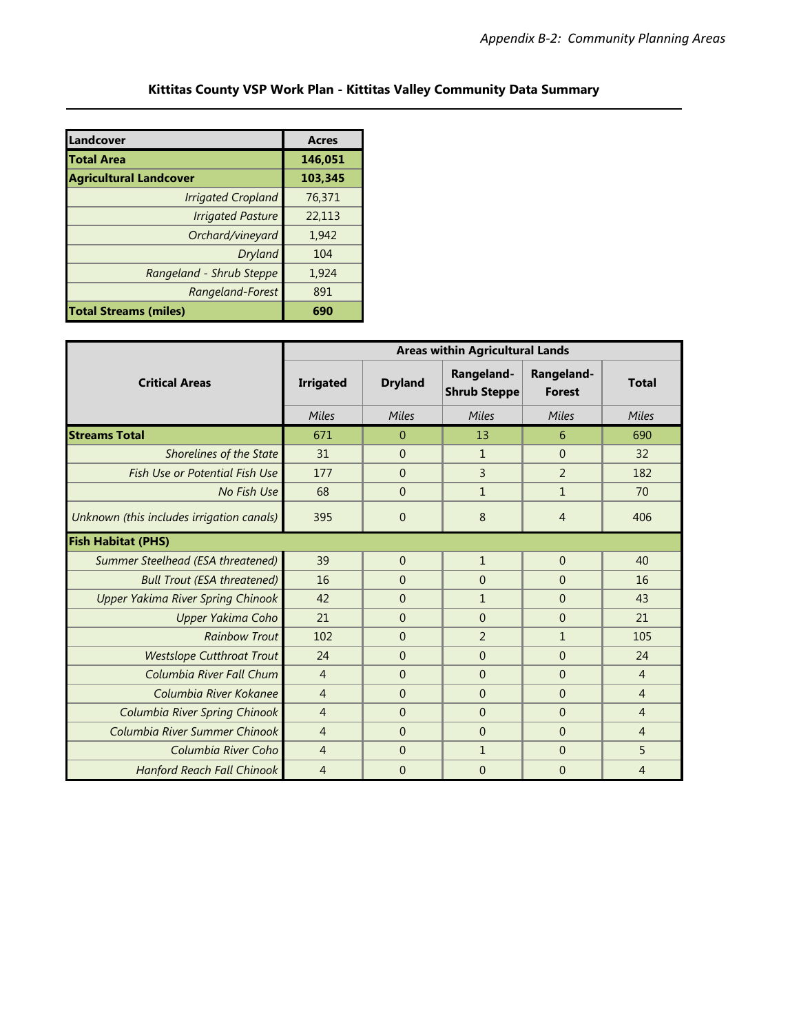## Kittitas County VSP Work Plan - Kittitas Valley Community Data Summary

| Landcover | Acres |
|---|---|
| **Total Area** | **146,051** |
| **Agricultural Landcover** | **103,345** |
| *Irrigated Cropland* | 76,371 |
| *Irrigated Pasture* | 22,113 |
| *Orchard/vineyard* | 1,942 |
| *Dryland* | 104 |
| *Rangeland - Shrub Steppe* | 1,924 |
| *Rangeland-Forest* | 891 |
| **Total Streams (miles)** | **690** |

| Critical Areas | Areas within Agricultural Lands | | | | |
|---|---|---|---|---|---|
| | Irrigated | Dryland | Rangeland-Shrub Steppe | Rangeland-Forest | Total |
| | *Miles* | *Miles* | *Miles* | *Miles* | *Miles* |
| **Streams Total** | 671 | 0 | 13 | 6 | 690 |
| *Shorelines of the State* | 31 | 0 | 1 | 0 | 32 |
| *Fish Use or Potential Fish Use* | 177 | 0 | 3 | 2 | 182 |
| *No Fish Use* | 68 | 0 | 1 | 1 | 70 |
| *Unknown (this includes irrigation canals)* | 395 | 0 | 8 | 4 | 406 |
| **Fish Habitat (PHS)** | | | | | |
| *Summer Steelhead (ESA threatened)* | 39 | 0 | 1 | 0 | 40 |
| *Bull Trout (ESA threatened)* | 16 | 0 | 0 | 0 | 16 |
| *Upper Yakima River Spring Chinook* | 42 | 0 | 1 | 0 | 43 |
| *Upper Yakima Coho* | 21 | 0 | 0 | 0 | 21 |
| *Rainbow Trout* | 102 | 0 | 2 | 1 | 105 |
| *Westslope Cutthroat Trout* | 24 | 0 | 0 | 0 | 24 |
| *Columbia River Fall Chum* | 4 | 0 | 0 | 0 | 4 |
| *Columbia River Kokanee* | 4 | 0 | 0 | 0 | 4 |
| *Columbia River Spring Chinook* | 4 | 0 | 0 | 0 | 4 |
| *Columbia River Summer Chinook* | 4 | 0 | 0 | 0 | 4 |
| *Columbia River Coho* | 4 | 0 | 1 | 0 | 5 |
| *Hanford Reach Fall Chinook* | 4 | 0 | 0 | 0 | 4 |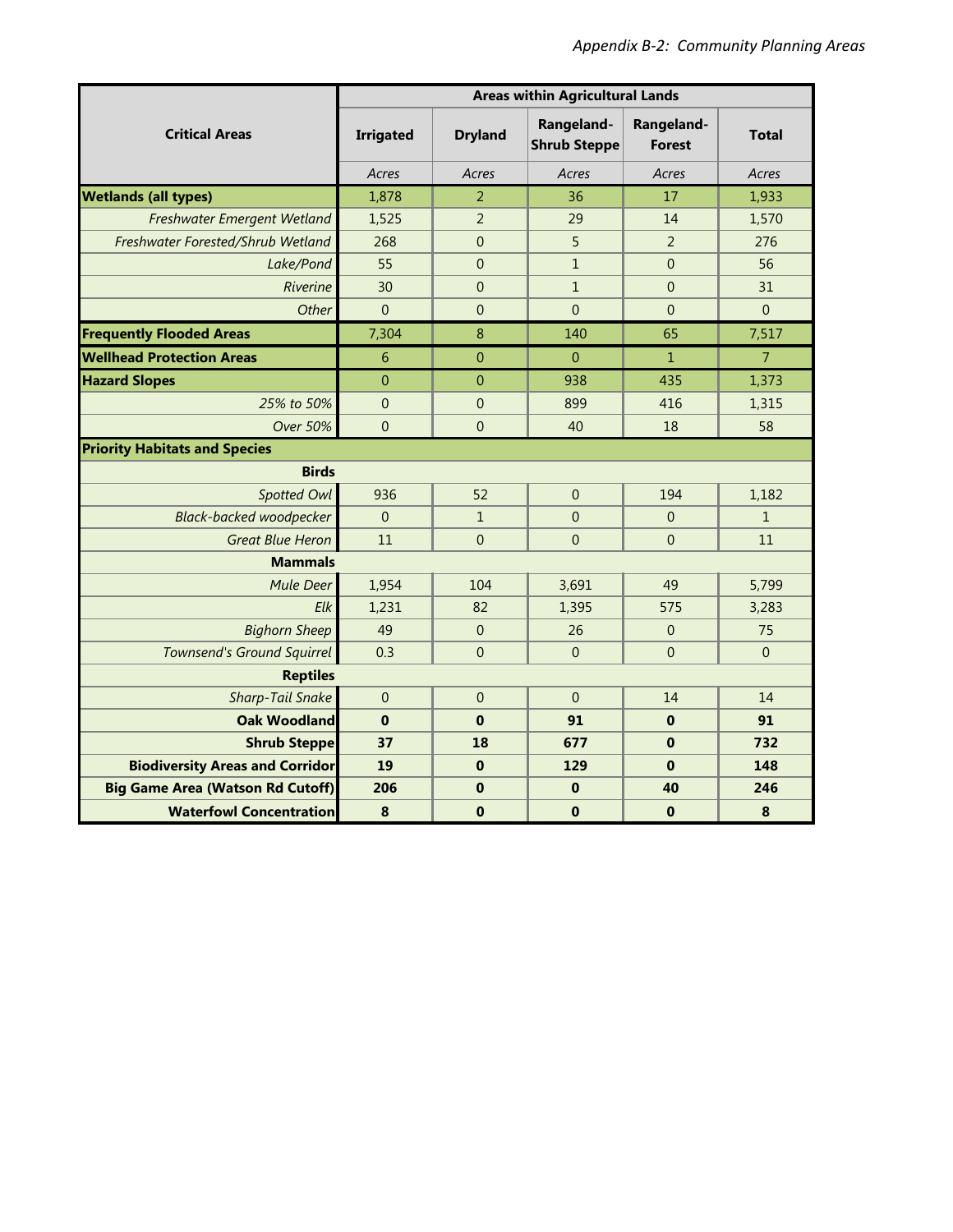| Critical Areas | Areas within Agricultural Lands | | | | |
|---|---|---|---|---|---|
| | Irrigated | Dryland | Rangeland-Shrub Steppe | Rangeland-Forest | Total |
| | *Acres* | *Acres* | *Acres* | *Acres* | *Acres* |
| **Wetlands (all types)** | 1,878 | 2 | 36 | 17 | 1,933 |
| *Freshwater Emergent Wetland* | 1,525 | 2 | 29 | 14 | 1,570 |
| *Freshwater Forested/Shrub Wetland* | 268 | 0 | 5 | 2 | 276 |
| *Lake/Pond* | 55 | 0 | 1 | 0 | 56 |
| *Riverine* | 30 | 0 | 1 | 0 | 31 |
| *Other* | 0 | 0 | 0 | 0 | 0 |
| **Frequently Flooded Areas** | 7,304 | 8 | 140 | 65 | 7,517 |
| **Wellhead Protection Areas** | 6 | 0 | 0 | 1 | 7 |
| **Hazard Slopes** | 0 | 0 | 938 | 435 | 1,373 |
| *25% to 50%* | 0 | 0 | 899 | 416 | 1,315 |
| *Over 50%* | 0 | 0 | 40 | 18 | 58 |
| **Priority Habitats and Species** | | | | | |
| **Birds** | | | | | |
| *Spotted Owl* | 936 | 52 | 0 | 194 | 1,182 |
| *Black-backed woodpecker* | 0 | 1 | 0 | 0 | 1 |
| *Great Blue Heron* | 11 | 0 | 0 | 0 | 11 |
| **Mammals** | | | | | |
| *Mule Deer* | 1,954 | 104 | 3,691 | 49 | 5,799 |
| *Elk* | 1,231 | 82 | 1,395 | 575 | 3,283 |
| *Bighorn Sheep* | 49 | 0 | 26 | 0 | 75 |
| *Townsend's Ground Squirrel* | 0.3 | 0 | 0 | 0 | 0 |
| **Reptiles** | | | | | |
| *Sharp-Tail Snake* | 0 | 0 | 0 | 14 | 14 |
| **Oak Woodland** | **0** | **0** | **91** | **0** | **91** |
| **Shrub Steppe** | **37** | **18** | **677** | **0** | **732** |
| **Biodiversity Areas and Corridor** | **19** | **0** | **129** | **0** | **148** |
| **Big Game Area (Watson Rd Cutoff)** | **206** | **0** | **0** | **40** | **246** |
| **Waterfowl Concentration** | **8** | **0** | **0** | **0** | **8** |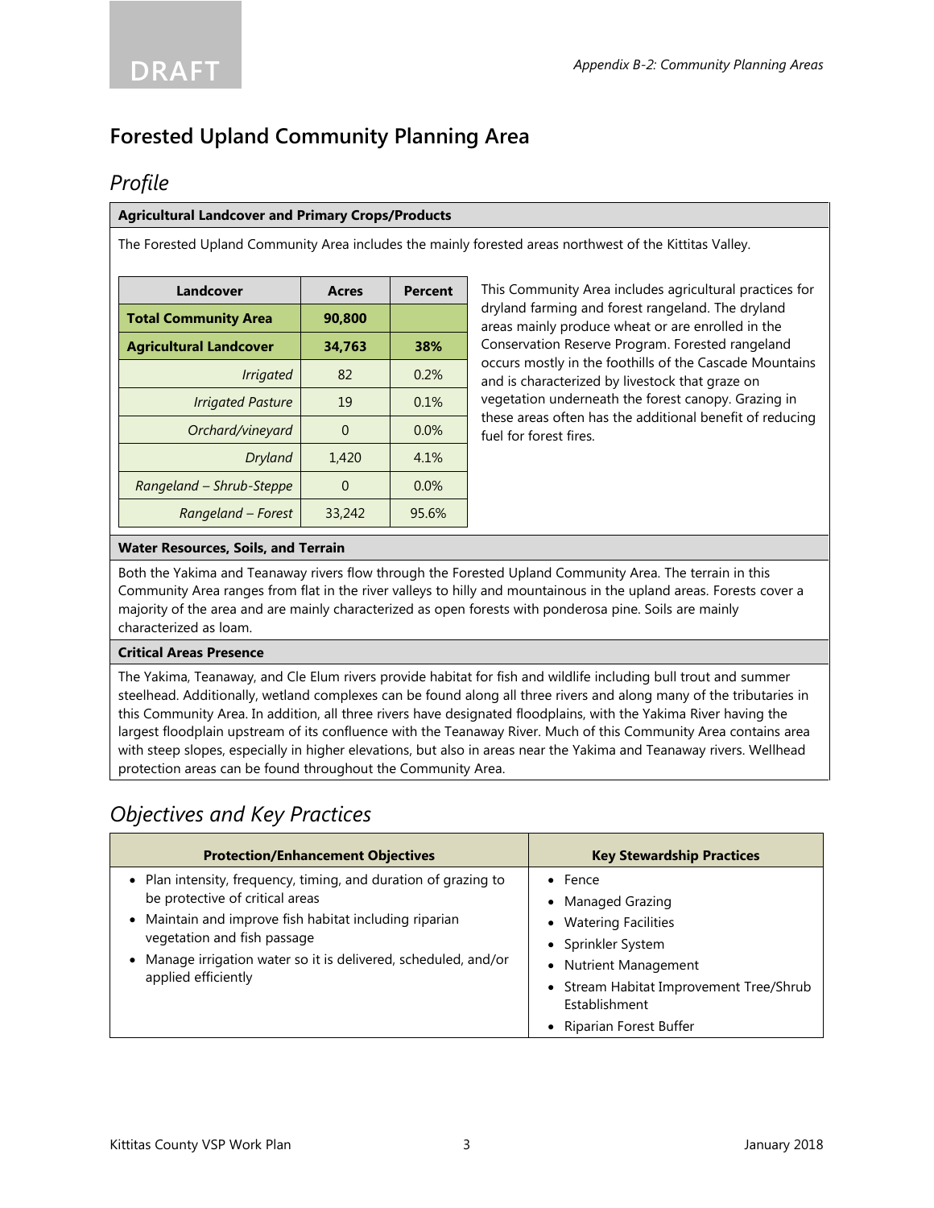## Forested Upland Community Planning Area

### Profile

**Agricultural Landcover and Primary Crops/Products**

The Forested Upland Community Area includes the mainly forested areas northwest of the Kittitas Valley.

| Landcover | Acres | Percent |
|---|---|---|
| **Total Community Area** | **90,800** | |
| **Agricultural Landcover** | **34,763** | **38%** |
| *Irrigated* | 82 | 0.2% |
| *Irrigated Pasture* | 19 | 0.1% |
| *Orchard/vineyard* | 0 | 0.0% |
| *Dryland* | 1,420 | 4.1% |
| *Rangeland – Shrub-Steppe* | 0 | 0.0% |
| *Rangeland – Forest* | 33,242 | 95.6% |

This Community Area includes agricultural practices for dryland farming and forest rangeland. The dryland areas mainly produce wheat or are enrolled in the Conservation Reserve Program. Forested rangeland occurs mostly in the foothills of the Cascade Mountains and is characterized by livestock that graze on vegetation underneath the forest canopy. Grazing in these areas often has the additional benefit of reducing fuel for forest fires.

**Water Resources, Soils, and Terrain**

Both the Yakima and Teanaway rivers flow through the Forested Upland Community Area. The terrain in this Community Area ranges from flat in the river valleys to hilly and mountainous in the upland areas. Forests cover a majority of the area and are mainly characterized as open forests with ponderosa pine. Soils are mainly characterized as loam.

**Critical Areas Presence**

The Yakima, Teanaway, and Cle Elum rivers provide habitat for fish and wildlife including bull trout and summer steelhead. Additionally, wetland complexes can be found along all three rivers and along many of the tributaries in this Community Area. In addition, all three rivers have designated floodplains, with the Yakima River having the largest floodplain upstream of its confluence with the Teanaway River. Much of this Community Area contains area with steep slopes, especially in higher elevations, but also in areas near the Yakima and Teanaway rivers. Wellhead protection areas can be found throughout the Community Area.

### Objectives and Key Practices

| Protection/Enhancement Objectives | Key Stewardship Practices |
|---|---|
| • Plan intensity, frequency, timing, and duration of grazing to be protective of critical areas<br>• Maintain and improve fish habitat including riparian vegetation and fish passage<br>• Manage irrigation water so it is delivered, scheduled, and/or applied efficiently | • Fence<br>• Managed Grazing<br>• Watering Facilities<br>• Sprinkler System<br>• Nutrient Management<br>• Stream Habitat Improvement Tree/Shrub Establishment<br>• Riparian Forest Buffer |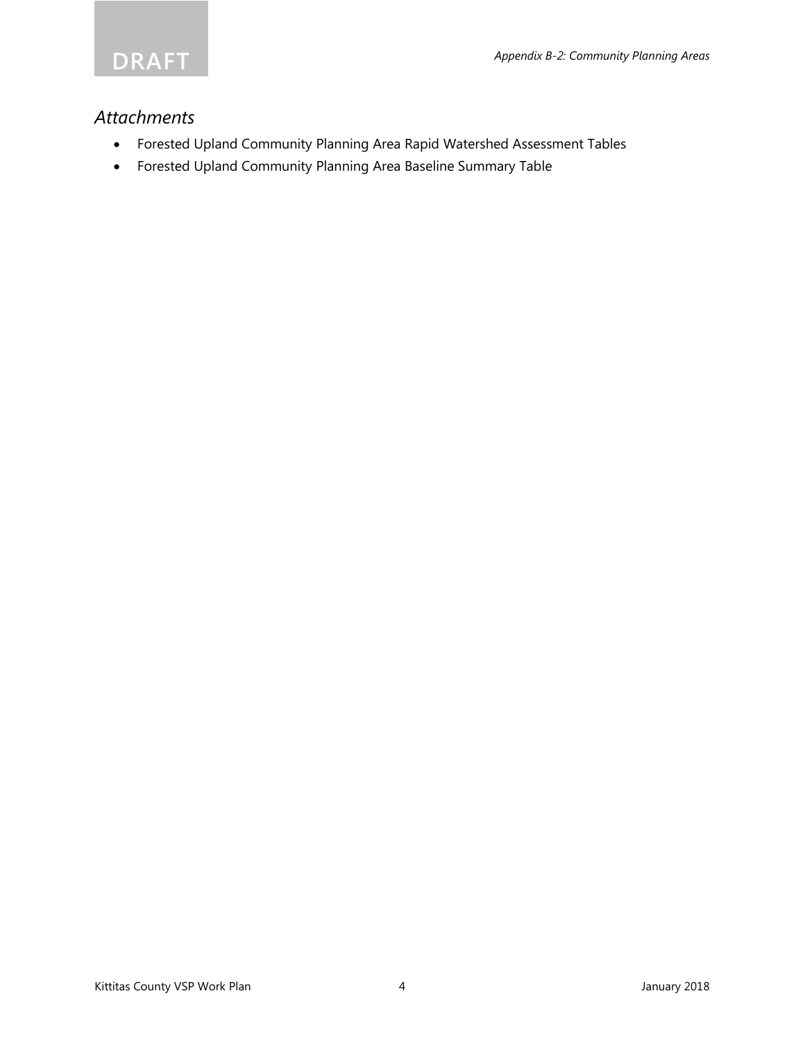## *Attachments*

- Forested Upland Community Planning Area Rapid Watershed Assessment Tables
- Forested Upland Community Planning Area Baseline Summary Table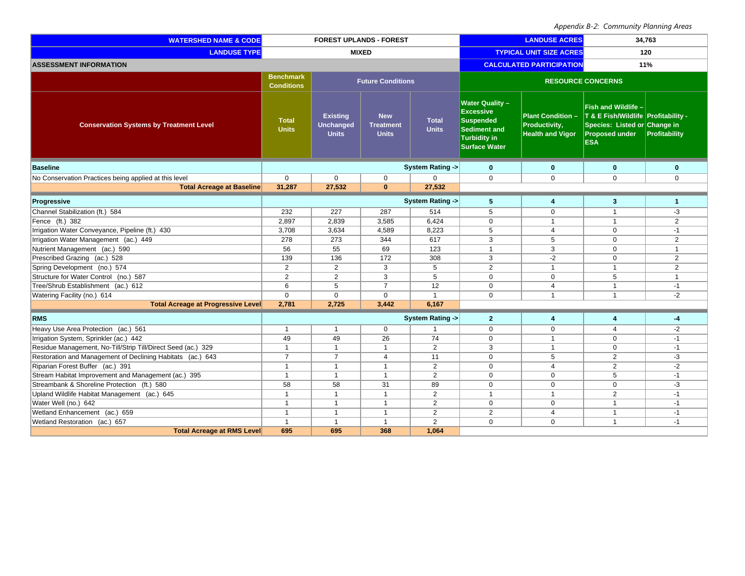*Appendix B-2: Community Planning Areas*

| WATERSHED NAME & CODE | FOREST UPLANDS - FOREST | | | | LANDUSE ACRES | 34,763 | | |
|---|---|---|---|---|---|---|---|---|
| LANDUSE TYPE | MIXED | | | | TYPICAL UNIT SIZE ACRES | 120 | | |
| ASSESSMENT INFORMATION | | | | | CALCULATED PARTICIPATION | 11% | | |
| | Benchmark Conditions | Future Conditions | | | RESOURCE CONCERNS | | | |
| Conservation Systems by Treatment Level | Total Units | Existing Unchanged Units | New Treatment Units | Total Units | Water Quality – Excessive Suspended Sediment and Turbidity in Surface Water | Plant Condition – Productivity, Health and Vigor | Fish and Wildlife – T & E Fish/Wildlife Species: Listed or Proposed under ESA | Profitability - Change in Profitability |
| **Baseline** | | | | **System Rating ->** | **0** | **0** | **0** | **0** |
| No Conservation Practices being applied at this level | 0 | 0 | 0 | 0 | 0 | 0 | 0 | 0 |
| **Total Acreage at Baseline** | **31,287** | **27,532** | **0** | **27,532** | | | | |
| **Progressive** | | | | **System Rating ->** | **5** | **4** | **3** | **1** |
| Channel Stabilization (ft.) 584 | 232 | 227 | 287 | 514 | 5 | 0 | 1 | -3 |
| Fence (ft.) 382 | 2,897 | 2,839 | 3,585 | 6,424 | 0 | 1 | 1 | 2 |
| Irrigation Water Conveyance, Pipeline (ft.) 430 | 3,708 | 3,634 | 4,589 | 8,223 | 5 | 4 | 0 | -1 |
| Irrigation Water Management (ac.) 449 | 278 | 273 | 344 | 617 | 3 | 5 | 0 | 2 |
| Nutrient Management (ac.) 590 | 56 | 55 | 69 | 123 | 1 | 3 | 0 | 1 |
| Prescribed Grazing (ac.) 528 | 139 | 136 | 172 | 308 | 3 | -2 | 0 | 2 |
| Spring Development (no.) 574 | 2 | 2 | 3 | 5 | 2 | 1 | 1 | 2 |
| Structure for Water Control (no.) 587 | 2 | 2 | 3 | 5 | 0 | 0 | 5 | 1 |
| Tree/Shrub Establishment (ac.) 612 | 6 | 5 | 7 | 12 | 0 | 4 | 1 | -1 |
| Watering Facility (no.) 614 | 0 | 0 | 0 | 1 | 0 | 1 | 1 | -2 |
| **Total Acreage at Progressive Level** | **2,781** | **2,725** | **3,442** | **6,167** | | | | |
| **RMS** | | | | **System Rating ->** | **2** | **4** | **4** | **-4** |
| Heavy Use Area Protection (ac.) 561 | 1 | 1 | 0 | 1 | 0 | 0 | 4 | -2 |
| Irrigation System, Sprinkler (ac.) 442 | 49 | 49 | 26 | 74 | 0 | 1 | 0 | -1 |
| Residue Management, No-Till/Strip Till/Direct Seed (ac.) 329 | 1 | 1 | 1 | 2 | 3 | 1 | 0 | -1 |
| Restoration and Management of Declining Habitats (ac.) 643 | 7 | 7 | 4 | 11 | 0 | 5 | 2 | -3 |
| Riparian Forest Buffer (ac.) 391 | 1 | 1 | 1 | 2 | 0 | 4 | 2 | -2 |
| Stream Habitat Improvement and Management (ac.) 395 | 1 | 1 | 1 | 2 | 0 | 0 | 5 | -1 |
| Streambank & Shoreline Protection (ft.) 580 | 58 | 58 | 31 | 89 | 0 | 0 | 0 | -3 |
| Upland Wildlife Habitat Management (ac.) 645 | 1 | 1 | 1 | 2 | 1 | 1 | 2 | -1 |
| Water Well (no.) 642 | 1 | 1 | 1 | 2 | 0 | 0 | 1 | -1 |
| Wetland Enhancement (ac.) 659 | 1 | 1 | 1 | 2 | 2 | 4 | 1 | -1 |
| Wetland Restoration (ac.) 657 | 1 | 1 | 1 | 2 | 0 | 0 | 1 | -1 |
| **Total Acreage at RMS Level** | **695** | **695** | **368** | **1,064** | | | | |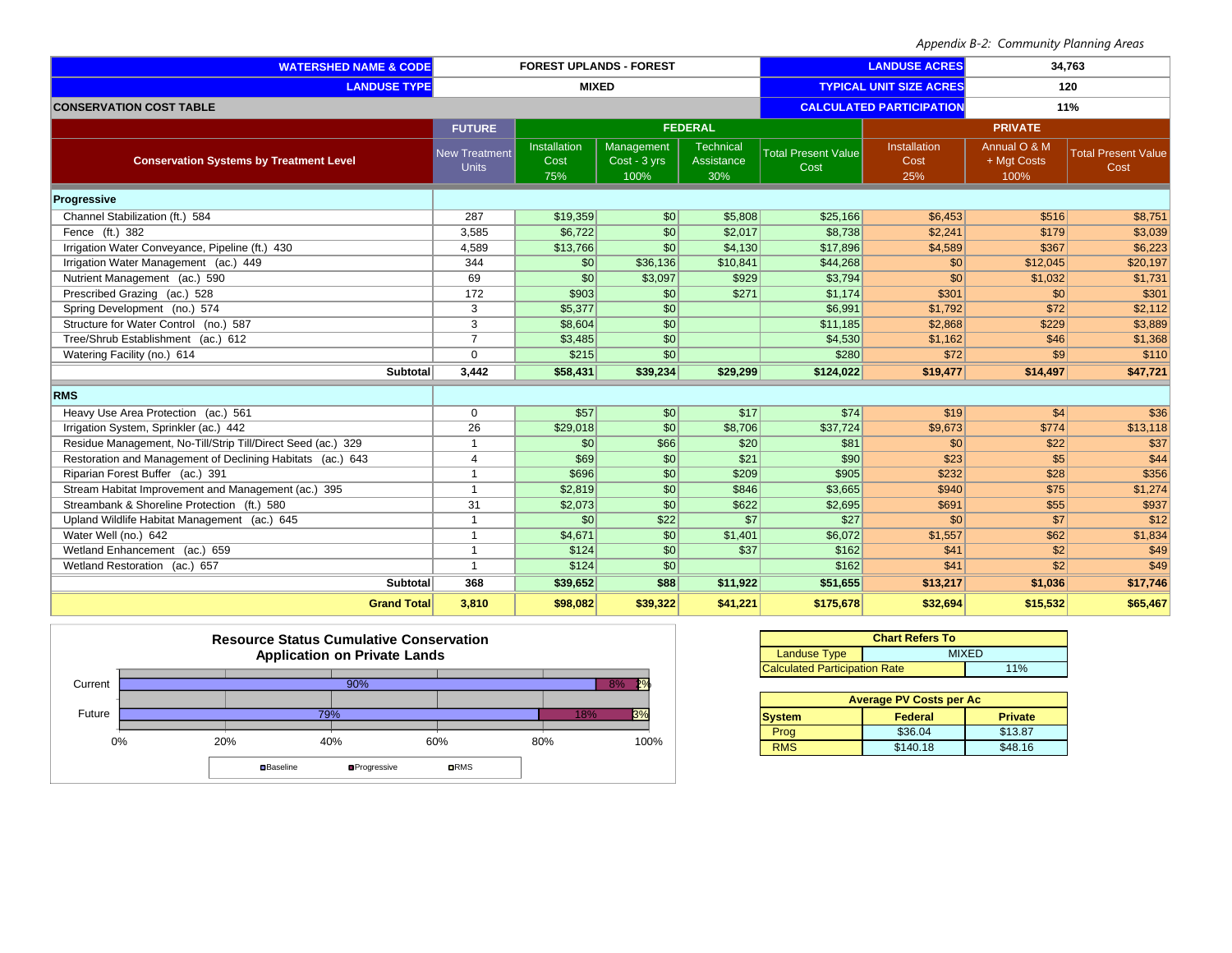| WATERSHED NAME & CODE | FOREST UPLANDS - FOREST | LANDUSE ACRES | 34,763 |
|---|---|---|---|
| LANDUSE TYPE | MIXED | TYPICAL UNIT SIZE ACRES | 120 |
| CONSERVATION COST TABLE | | CALCULATED PARTICIPATION | 11% |

| Conservation Systems by Treatment Level | FUTURE | FEDERAL | | | | PRIVATE | | |
|---|---|---|---|---|---|---|---|---|
| | New Treatment Units | Installation Cost 75% | Management Cost - 3 yrs 100% | Technical Assistance 30% | Total Present Value Cost | Installation Cost 25% | Annual O & M + Mgt Costs 100% | Total Present Value Cost |
| **Progressive** | | | | | | | | |
| Channel Stabilization (ft.) 584 | 287 | $19,359 | $0 | $5,808 | $25,166 | $6,453 | $516 | $8,751 |
| Fence (ft.) 382 | 3,585 | $6,722 | $0 | $2,017 | $8,738 | $2,241 | $179 | $3,039 |
| Irrigation Water Conveyance, Pipeline (ft.) 430 | 4,589 | $13,766 | $0 | $4,130 | $17,896 | $4,589 | $367 | $6,223 |
| Irrigation Water Management (ac.) 449 | 344 | $0 | $36,136 | $10,841 | $44,268 | $0 | $12,045 | $20,197 |
| Nutrient Management (ac.) 590 | 69 | $0 | $3,097 | $929 | $3,794 | $0 | $1,032 | $1,731 |
| Prescribed Grazing (ac.) 528 | 172 | $903 | $0 | $271 | $1,174 | $301 | $0 | $301 |
| Spring Development (no.) 574 | 3 | $5,377 | $0 | | $6,991 | $1,792 | $72 | $2,112 |
| Structure for Water Control (no.) 587 | 3 | $8,604 | $0 | | $11,185 | $2,868 | $229 | $3,889 |
| Tree/Shrub Establishment (ac.) 612 | 7 | $3,485 | $0 | | $4,530 | $1,162 | $46 | $1,368 |
| Watering Facility (no.) 614 | 0 | $215 | $0 | | $280 | $72 | $9 | $110 |
| **Subtotal** | **3,442** | **$58,431** | **$39,234** | **$29,299** | **$124,022** | **$19,477** | **$14,497** | **$47,721** |
| **RMS** | | | | | | | | |
| Heavy Use Area Protection (ac.) 561 | 0 | $57 | $0 | $17 | $74 | $19 | $4 | $36 |
| Irrigation System, Sprinkler (ac.) 442 | 26 | $29,018 | $0 | $8,706 | $37,724 | $9,673 | $774 | $13,118 |
| Residue Management, No-Till/Strip Till/Direct Seed (ac.) 329 | 1 | $0 | $66 | $20 | $81 | $0 | $22 | $37 |
| Restoration and Management of Declining Habitats (ac.) 643 | 4 | $69 | $0 | $21 | $90 | $23 | $5 | $44 |
| Riparian Forest Buffer (ac.) 391 | 1 | $696 | $0 | $209 | $905 | $232 | $28 | $356 |
| Stream Habitat Improvement and Management (ac.) 395 | 1 | $2,819 | $0 | $846 | $3,665 | $940 | $75 | $1,274 |
| Streambank & Shoreline Protection (ft.) 580 | 31 | $2,073 | $0 | $622 | $2,695 | $691 | $55 | $937 |
| Upland Wildlife Habitat Management (ac.) 645 | 1 | $0 | $22 | $7 | $27 | $0 | $7 | $12 |
| Water Well (no.) 642 | 1 | $4,671 | $0 | $1,401 | $6,072 | $1,557 | $62 | $1,834 |
| Wetland Enhancement (ac.) 659 | 1 | $124 | $0 | $37 | $162 | $41 | $2 | $49 |
| Wetland Restoration (ac.) 657 | 1 | $124 | $0 | | $162 | $41 | $2 | $49 |
| **Subtotal** | **368** | **$39,652** | **$88** | **$11,922** | **$51,655** | **$13,217** | **$1,036** | **$17,746** |
| **Grand Total** | **3,810** | **$98,082** | **$39,322** | **$41,221** | **$175,678** | **$32,694** | **$15,532** | **$65,467** |

**Resource Status Cumulative Conservation Application on Private Lands**

| | Baseline | Progressive | RMS |
|---|---|---|---|
| Current | 90% | 8% | 2% |
| Future | 79% | 18% | 3% |

| Chart Refers To | |
|---|---|
| Landuse Type | MIXED |
| Calculated Participation Rate | 11% |

| Average PV Costs per Ac | | |
|---|---|---|
| System | Federal | Private |
| Prog | $36.04 | $13.87 |
| RMS | $140.18 | $48.16 |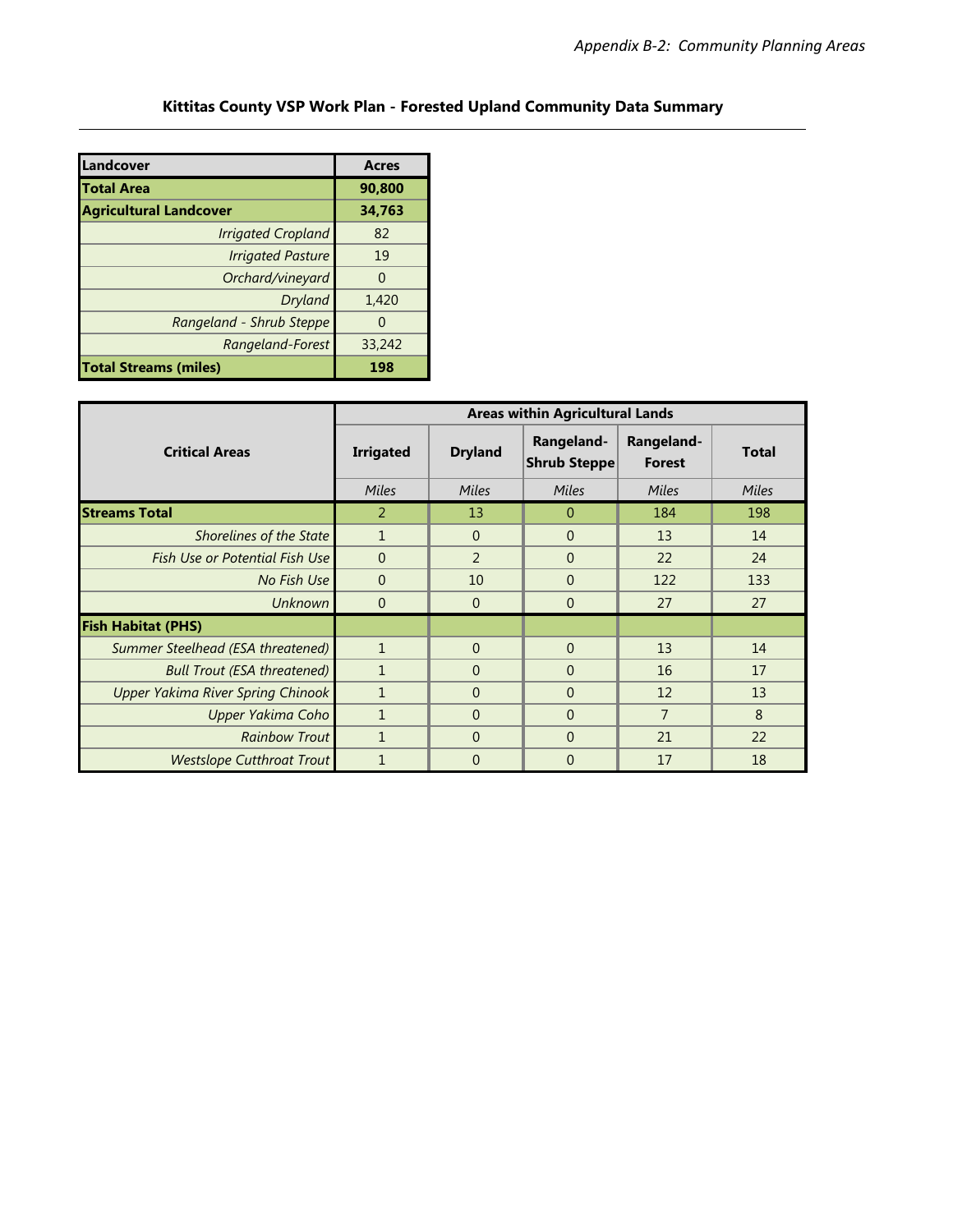## Kittitas County VSP Work Plan - Forested Upland Community Data Summary

| Landcover | Acres |
|---|---|
| **Total Area** | **90,800** |
| **Agricultural Landcover** | **34,763** |
| *Irrigated Cropland* | 82 |
| *Irrigated Pasture* | 19 |
| *Orchard/vineyard* | 0 |
| *Dryland* | 1,420 |
| *Rangeland - Shrub Steppe* | 0 |
| *Rangeland-Forest* | 33,242 |
| **Total Streams (miles)** | **198** |

| Critical Areas | Areas within Agricultural Lands | | | | |
|---|---|---|---|---|---|
| | **Irrigated** | **Dryland** | **Rangeland-Shrub Steppe** | **Rangeland-Forest** | **Total** |
| | *Miles* | *Miles* | *Miles* | *Miles* | *Miles* |
| **Streams Total** | 2 | 13 | 0 | 184 | 198 |
| *Shorelines of the State* | 1 | 0 | 0 | 13 | 14 |
| *Fish Use or Potential Fish Use* | 0 | 2 | 0 | 22 | 24 |
| *No Fish Use* | 0 | 10 | 0 | 122 | 133 |
| *Unknown* | 0 | 0 | 0 | 27 | 27 |
| **Fish Habitat (PHS)** | | | | | |
| *Summer Steelhead (ESA threatened)* | 1 | 0 | 0 | 13 | 14 |
| *Bull Trout (ESA threatened)* | 1 | 0 | 0 | 16 | 17 |
| *Upper Yakima River Spring Chinook* | 1 | 0 | 0 | 12 | 13 |
| *Upper Yakima Coho* | 1 | 0 | 0 | 7 | 8 |
| *Rainbow Trout* | 1 | 0 | 0 | 21 | 22 |
| *Westslope Cutthroat Trout* | 1 | 0 | 0 | 17 | 18 |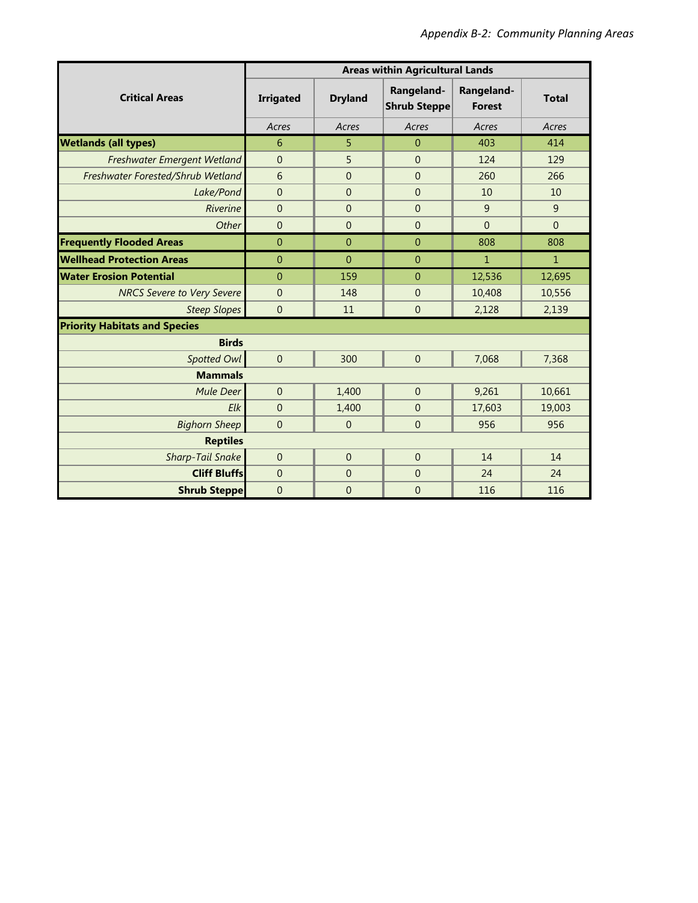| Critical Areas | Areas within Agricultural Lands | | | | |
|---|---|---|---|---|---|
| | Irrigated | Dryland | Rangeland-Shrub Steppe | Rangeland-Forest | Total |
| | *Acres* | *Acres* | *Acres* | *Acres* | *Acres* |
| **Wetlands (all types)** | 6 | 5 | 0 | 403 | 414 |
| *Freshwater Emergent Wetland* | 0 | 5 | 0 | 124 | 129 |
| *Freshwater Forested/Shrub Wetland* | 6 | 0 | 0 | 260 | 266 |
| *Lake/Pond* | 0 | 0 | 0 | 10 | 10 |
| *Riverine* | 0 | 0 | 0 | 9 | 9 |
| *Other* | 0 | 0 | 0 | 0 | 0 |
| **Frequently Flooded Areas** | 0 | 0 | 0 | 808 | 808 |
| **Wellhead Protection Areas** | 0 | 0 | 0 | 1 | 1 |
| **Water Erosion Potential** | 0 | 159 | 0 | 12,536 | 12,695 |
| *NRCS Severe to Very Severe* | 0 | 148 | 0 | 10,408 | 10,556 |
| *Steep Slopes* | 0 | 11 | 0 | 2,128 | 2,139 |
| **Priority Habitats and Species** | | | | | |
| **Birds** | | | | | |
| *Spotted Owl* | 0 | 300 | 0 | 7,068 | 7,368 |
| **Mammals** | | | | | |
| *Mule Deer* | 0 | 1,400 | 0 | 9,261 | 10,661 |
| *Elk* | 0 | 1,400 | 0 | 17,603 | 19,003 |
| *Bighorn Sheep* | 0 | 0 | 0 | 956 | 956 |
| **Reptiles** | | | | | |
| *Sharp-Tail Snake* | 0 | 0 | 0 | 14 | 14 |
| **Cliff Bluffs** | 0 | 0 | 0 | 24 | 24 |
| **Shrub Steppe** | 0 | 0 | 0 | 116 | 116 |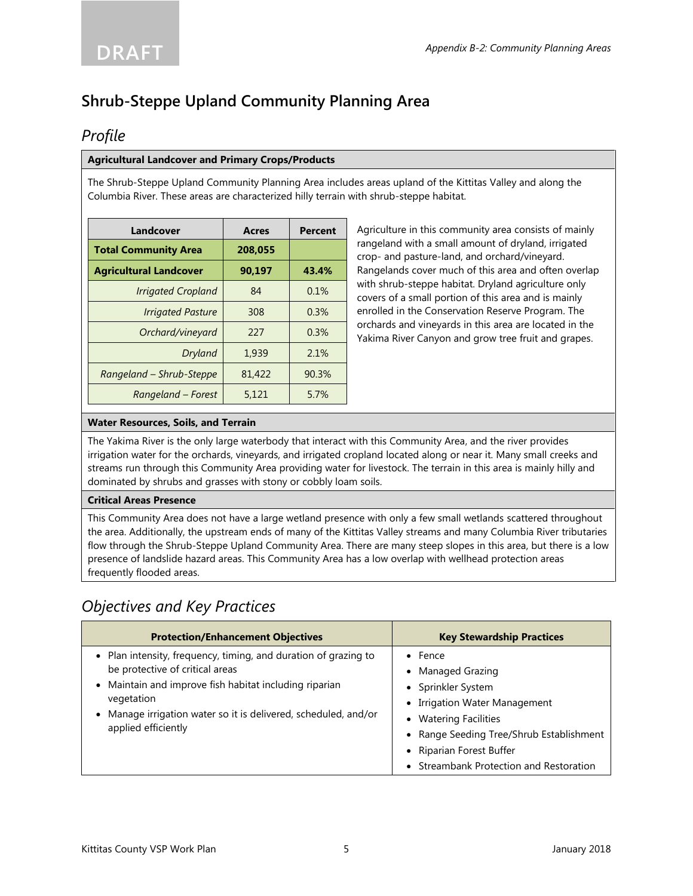## Shrub-Steppe Upland Community Planning Area

### Profile

**Agricultural Landcover and Primary Crops/Products**

The Shrub-Steppe Upland Community Planning Area includes areas upland of the Kittitas Valley and along the Columbia River. These areas are characterized hilly terrain with shrub-steppe habitat.

| Landcover | Acres | Percent |
|---|---|---|
| **Total Community Area** | **208,055** | |
| **Agricultural Landcover** | **90,197** | **43.4%** |
| *Irrigated Cropland* | 84 | 0.1% |
| *Irrigated Pasture* | 308 | 0.3% |
| *Orchard/vineyard* | 227 | 0.3% |
| *Dryland* | 1,939 | 2.1% |
| *Rangeland – Shrub-Steppe* | 81,422 | 90.3% |
| *Rangeland – Forest* | 5,121 | 5.7% |

Agriculture in this community area consists of mainly rangeland with a small amount of dryland, irrigated crop- and pasture-land, and orchard/vineyard. Rangelands cover much of this area and often overlap with shrub-steppe habitat. Dryland agriculture only covers of a small portion of this area and is mainly enrolled in the Conservation Reserve Program. The orchards and vineyards in this area are located in the Yakima River Canyon and grow tree fruit and grapes.

**Water Resources, Soils, and Terrain**

The Yakima River is the only large waterbody that interact with this Community Area, and the river provides irrigation water for the orchards, vineyards, and irrigated cropland located along or near it. Many small creeks and streams run through this Community Area providing water for livestock. The terrain in this area is mainly hilly and dominated by shrubs and grasses with stony or cobbly loam soils.

**Critical Areas Presence**

This Community Area does not have a large wetland presence with only a few small wetlands scattered throughout the area. Additionally, the upstream ends of many of the Kittitas Valley streams and many Columbia River tributaries flow through the Shrub-Steppe Upland Community Area. There are many steep slopes in this area, but there is a low presence of landslide hazard areas. This Community Area has a low overlap with wellhead protection areas frequently flooded areas.

### Objectives and Key Practices

| Protection/Enhancement Objectives | Key Stewardship Practices |
|---|---|
| • Plan intensity, frequency, timing, and duration of grazing to be protective of critical areas<br>• Maintain and improve fish habitat including riparian vegetation<br>• Manage irrigation water so it is delivered, scheduled, and/or applied efficiently | • Fence<br>• Managed Grazing<br>• Sprinkler System<br>• Irrigation Water Management<br>• Watering Facilities<br>• Range Seeding Tree/Shrub Establishment<br>• Riparian Forest Buffer<br>• Streambank Protection and Restoration |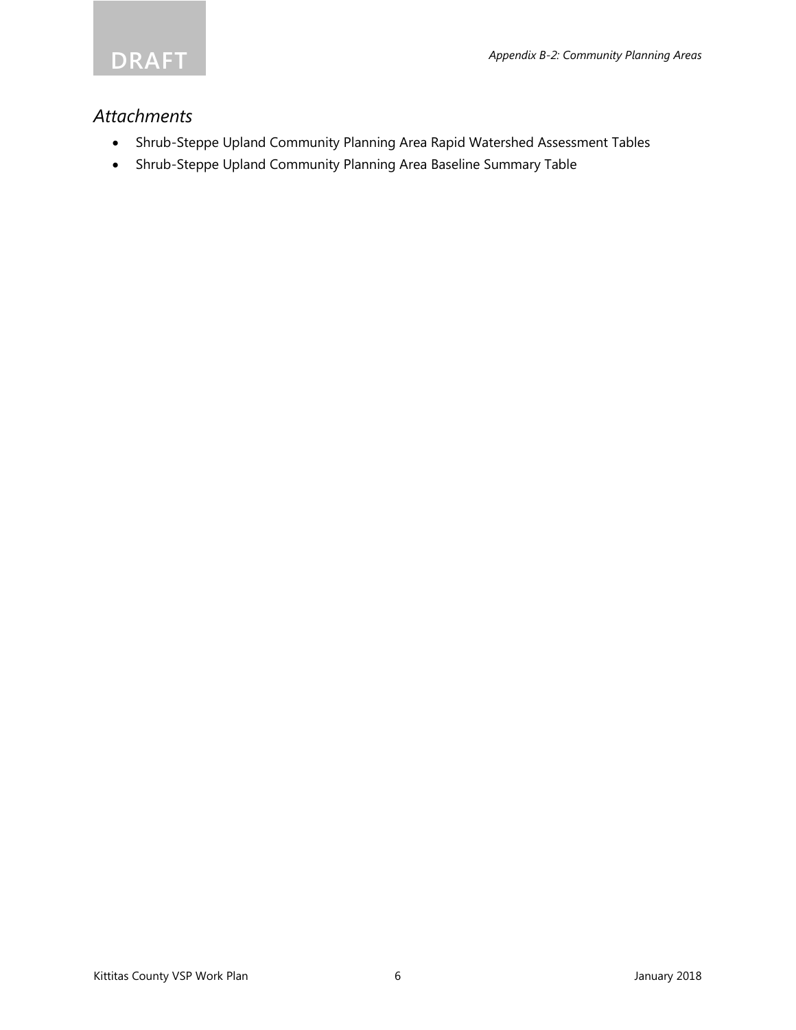## *Attachments*

- Shrub-Steppe Upland Community Planning Area Rapid Watershed Assessment Tables
- Shrub-Steppe Upland Community Planning Area Baseline Summary Table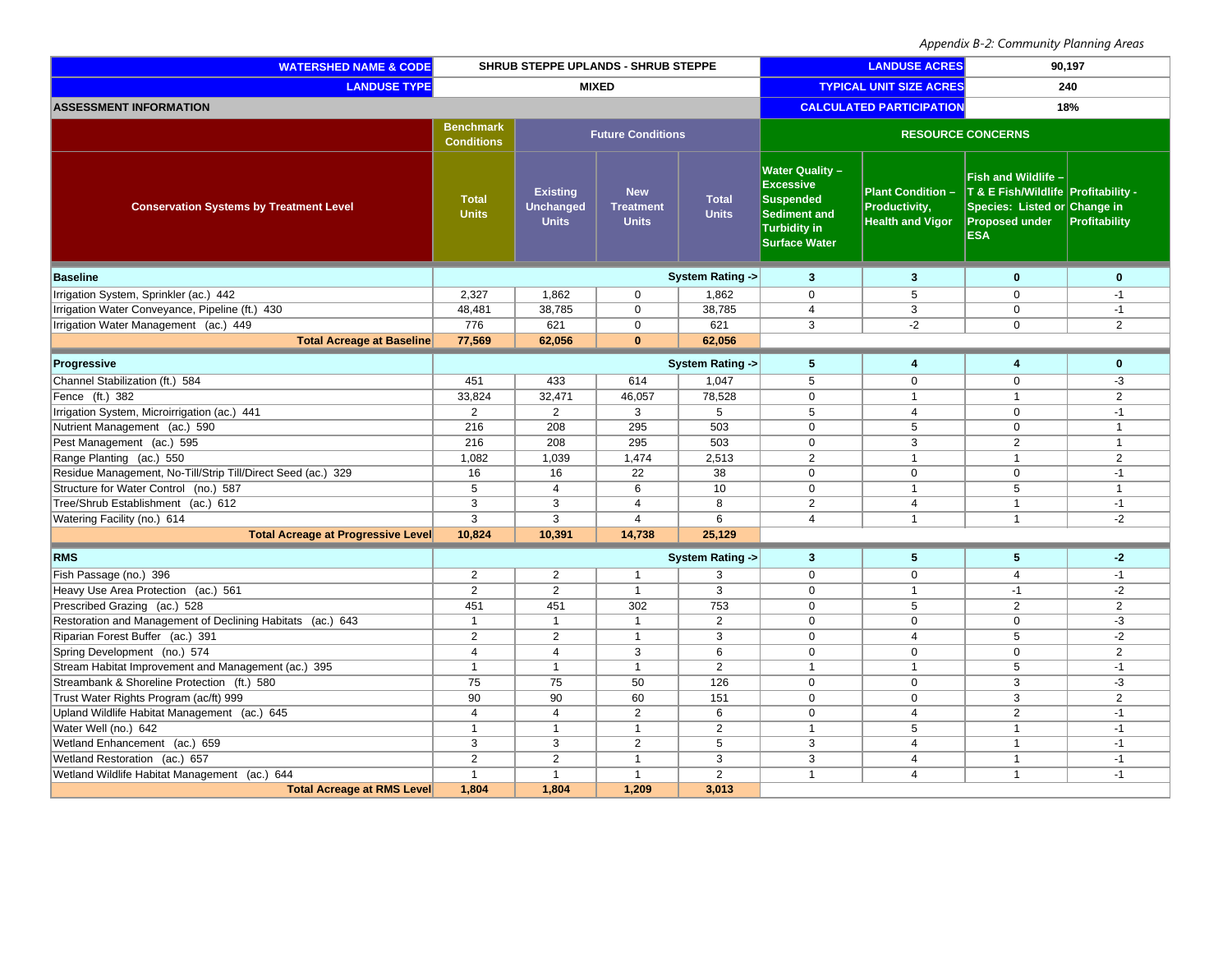| WATERSHED NAME & CODE | SHRUB STEPPE UPLANDS - SHRUB STEPPE | | | | LANDUSE ACRES | | 90,197 | |
|---|---|---|---|---|---|---|---|---|
| LANDUSE TYPE | MIXED | | | | TYPICAL UNIT SIZE ACRES | | 240 | |
| ASSESSMENT INFORMATION | | | | | CALCULATED PARTICIPATION | | 18% | |
| Conservation Systems by Treatment Level | Benchmark Conditions | Future Conditions | | | RESOURCE CONCERNS | | | |
| | Total Units | Existing Unchanged Units | New Treatment Units | Total Units | Water Quality – Excessive Suspended Sediment and Turbidity in Surface Water | Plant Condition – Productivity, Health and Vigor | Fish and Wildlife – T & E Fish/Wildlife Species: Listed or Proposed under ESA | Profitability - Change in Profitability |
| **Baseline** | | | | **System Rating ->** | **3** | **3** | **0** | **0** |
| Irrigation System, Sprinkler (ac.) 442 | 2,327 | 1,862 | 0 | 1,862 | 0 | 5 | 0 | -1 |
| Irrigation Water Conveyance, Pipeline (ft.) 430 | 48,481 | 38,785 | 0 | 38,785 | 4 | 3 | 0 | -1 |
| Irrigation Water Management (ac.) 449 | 776 | 621 | 0 | 621 | 3 | -2 | 0 | 2 |
| **Total Acreage at Baseline** | **77,569** | **62,056** | **0** | **62,056** | | | | |
| **Progressive** | | | | **System Rating ->** | **5** | **4** | **4** | **0** |
| Channel Stabilization (ft.) 584 | 451 | 433 | 614 | 1,047 | 5 | 0 | 0 | -3 |
| Fence (ft.) 382 | 33,824 | 32,471 | 46,057 | 78,528 | 0 | 1 | 1 | 2 |
| Irrigation System, Microirrigation (ac.) 441 | 2 | 2 | 3 | 5 | 5 | 4 | 0 | -1 |
| Nutrient Management (ac.) 590 | 216 | 208 | 295 | 503 | 0 | 5 | 0 | 1 |
| Pest Management (ac.) 595 | 216 | 208 | 295 | 503 | 0 | 3 | 2 | 1 |
| Range Planting (ac.) 550 | 1,082 | 1,039 | 1,474 | 2,513 | 2 | 1 | 1 | 2 |
| Residue Management, No-Till/Strip Till/Direct Seed (ac.) 329 | 16 | 16 | 22 | 38 | 0 | 0 | 0 | -1 |
| Structure for Water Control (no.) 587 | 5 | 4 | 6 | 10 | 0 | 1 | 5 | 1 |
| Tree/Shrub Establishment (ac.) 612 | 3 | 3 | 4 | 8 | 2 | 4 | 1 | -1 |
| Watering Facility (no.) 614 | 3 | 3 | 4 | 6 | 4 | 1 | 1 | -2 |
| **Total Acreage at Progressive Level** | **10,824** | **10,391** | **14,738** | **25,129** | | | | |
| **RMS** | | | | **System Rating ->** | **3** | **5** | **5** | **-2** |
| Fish Passage (no.) 396 | 2 | 2 | 1 | 3 | 0 | 0 | 4 | -1 |
| Heavy Use Area Protection (ac.) 561 | 2 | 2 | 1 | 3 | 0 | 1 | -1 | -2 |
| Prescribed Grazing (ac.) 528 | 451 | 451 | 302 | 753 | 0 | 5 | 2 | 2 |
| Restoration and Management of Declining Habitats (ac.) 643 | 1 | 1 | 1 | 2 | 0 | 0 | 0 | -3 |
| Riparian Forest Buffer (ac.) 391 | 2 | 2 | 1 | 3 | 0 | 4 | 5 | -2 |
| Spring Development (no.) 574 | 4 | 4 | 3 | 6 | 0 | 0 | 0 | 2 |
| Stream Habitat Improvement and Management (ac.) 395 | 1 | 1 | 1 | 2 | 1 | 1 | 5 | -1 |
| Streambank & Shoreline Protection (ft.) 580 | 75 | 75 | 50 | 126 | 0 | 0 | 3 | -3 |
| Trust Water Rights Program (ac/ft) 999 | 90 | 90 | 60 | 151 | 0 | 0 | 3 | 2 |
| Upland Wildlife Habitat Management (ac.) 645 | 4 | 4 | 2 | 6 | 0 | 4 | 2 | -1 |
| Water Well (no.) 642 | 1 | 1 | 1 | 2 | 1 | 5 | 1 | -1 |
| Wetland Enhancement (ac.) 659 | 3 | 3 | 2 | 5 | 3 | 4 | 1 | -1 |
| Wetland Restoration (ac.) 657 | 2 | 2 | 1 | 3 | 3 | 4 | 1 | -1 |
| Wetland Wildlife Habitat Management (ac.) 644 | 1 | 1 | 1 | 2 | 1 | 4 | 1 | -1 |
| **Total Acreage at RMS Level** | **1,804** | **1,804** | **1,209** | **3,013** | | | | |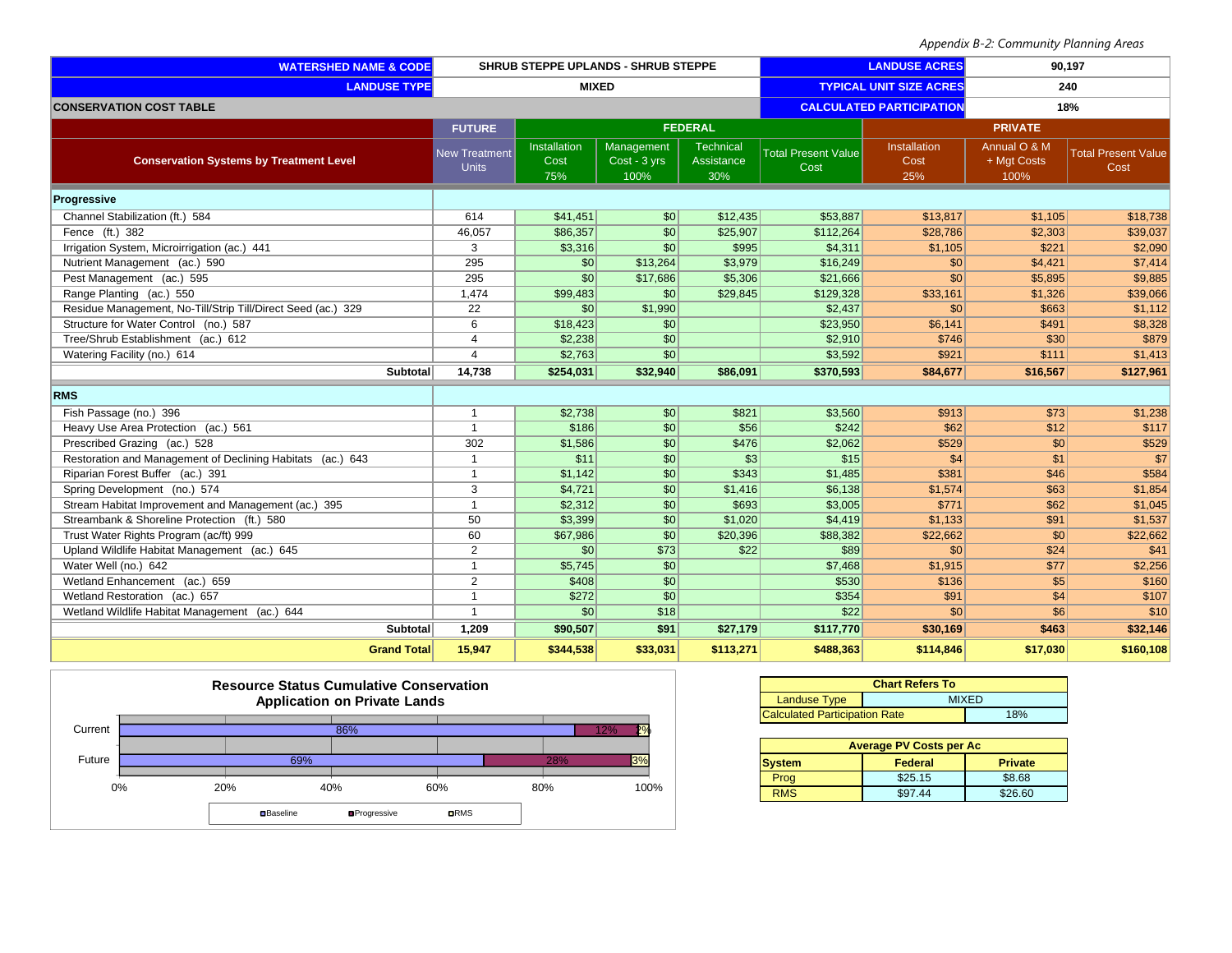| WATERSHED NAME & CODE | SHRUB STEPPE UPLANDS - SHRUB STEPPE | LANDUSE ACRES | 90,197 |
|---|---|---|---|
| LANDUSE TYPE | MIXED | TYPICAL UNIT SIZE ACRES | 240 |
| CONSERVATION COST TABLE | | CALCULATED PARTICIPATION | 18% |

| Conservation Systems by Treatment Level | FUTURE | FEDERAL | | | | PRIVATE | | |
|---|---|---|---|---|---|---|---|---|
| | New Treatment Units | Installation Cost 75% | Management Cost - 3 yrs 100% | Technical Assistance 30% | Total Present Value Cost | Installation Cost 25% | Annual O & M + Mgt Costs 100% | Total Present Value Cost |
| **Progressive** | | | | | | | | |
| Channel Stabilization (ft.) 584 | 614 | $41,451 | $0 | $12,435 | $53,887 | $13,817 | $1,105 | $18,738 |
| Fence (ft.) 382 | 46,057 | $86,357 | $0 | $25,907 | $112,264 | $28,786 | $2,303 | $39,037 |
| Irrigation System, Microirrigation (ac.) 441 | 3 | $3,316 | $0 | $995 | $4,311 | $1,105 | $221 | $2,090 |
| Nutrient Management (ac.) 590 | 295 | $0 | $13,264 | $3,979 | $16,249 | $0 | $4,421 | $7,414 |
| Pest Management (ac.) 595 | 295 | $0 | $17,686 | $5,306 | $21,666 | $0 | $5,895 | $9,885 |
| Range Planting (ac.) 550 | 1,474 | $99,483 | $0 | $29,845 | $129,328 | $33,161 | $1,326 | $39,066 |
| Residue Management, No-Till/Strip Till/Direct Seed (ac.) 329 | 22 | $0 | $1,990 | | $2,437 | $0 | $663 | $1,112 |
| Structure for Water Control (no.) 587 | 6 | $18,423 | $0 | | $23,950 | $6,141 | $491 | $8,328 |
| Tree/Shrub Establishment (ac.) 612 | 4 | $2,238 | $0 | | $2,910 | $746 | $30 | $879 |
| Watering Facility (no.) 614 | 4 | $2,763 | $0 | | $3,592 | $921 | $111 | $1,413 |
| **Subtotal** | **14,738** | **$254,031** | **$32,940** | **$86,091** | **$370,593** | **$84,677** | **$16,567** | **$127,961** |
| **RMS** | | | | | | | | |
| Fish Passage (no.) 396 | 1 | $2,738 | $0 | $821 | $3,560 | $913 | $73 | $1,238 |
| Heavy Use Area Protection (ac.) 561 | 1 | $186 | $0 | $56 | $242 | $62 | $12 | $117 |
| Prescribed Grazing (ac.) 528 | 302 | $1,586 | $0 | $476 | $2,062 | $529 | $0 | $529 |
| Restoration and Management of Declining Habitats (ac.) 643 | 1 | $11 | $0 | $3 | $15 | $4 | $1 | $7 |
| Riparian Forest Buffer (ac.) 391 | 1 | $1,142 | $0 | $343 | $1,485 | $381 | $46 | $584 |
| Spring Development (no.) 574 | 3 | $4,721 | $0 | $1,416 | $6,138 | $1,574 | $63 | $1,854 |
| Stream Habitat Improvement and Management (ac.) 395 | 1 | $2,312 | $0 | $693 | $3,005 | $771 | $62 | $1,045 |
| Streambank & Shoreline Protection (ft.) 580 | 50 | $3,399 | $0 | $1,020 | $4,419 | $1,133 | $91 | $1,537 |
| Trust Water Rights Program (ac/ft) 999 | 60 | $67,986 | $0 | $20,396 | $88,382 | $22,662 | $0 | $22,662 |
| Upland Wildlife Habitat Management (ac.) 645 | 2 | $0 | $73 | $22 | $89 | $0 | $24 | $41 |
| Water Well (no.) 642 | 1 | $5,745 | $0 | | $7,468 | $1,915 | $77 | $2,256 |
| Wetland Enhancement (ac.) 659 | 2 | $408 | $0 | | $530 | $136 | $5 | $160 |
| Wetland Restoration (ac.) 657 | 1 | $272 | $0 | | $354 | $91 | $4 | $107 |
| Wetland Wildlife Habitat Management (ac.) 644 | 1 | $0 | $18 | | $22 | $0 | $6 | $10 |
| **Subtotal** | **1,209** | **$90,507** | **$91** | **$27,179** | **$117,770** | **$30,169** | **$463** | **$32,146** |
| **Grand Total** | **15,947** | **$344,538** | **$33,031** | **$113,271** | **$488,363** | **$114,846** | **$17,030** | **$160,108** |

**Resource Status Cumulative Conservation Application on Private Lands**

| | Baseline | Progressive | RMS |
|---|---|---|---|
| Current | 86% | 12% | 2% |
| Future | 69% | 28% | 3% |

| Chart Refers To | |
|---|---|
| Landuse Type | MIXED |
| Calculated Participation Rate | 18% |

| Average PV Costs per Ac | | |
|---|---|---|
| **System** | **Federal** | **Private** |
| Prog | $25.15 | $8.68 |
| RMS | $97.44 | $26.60 |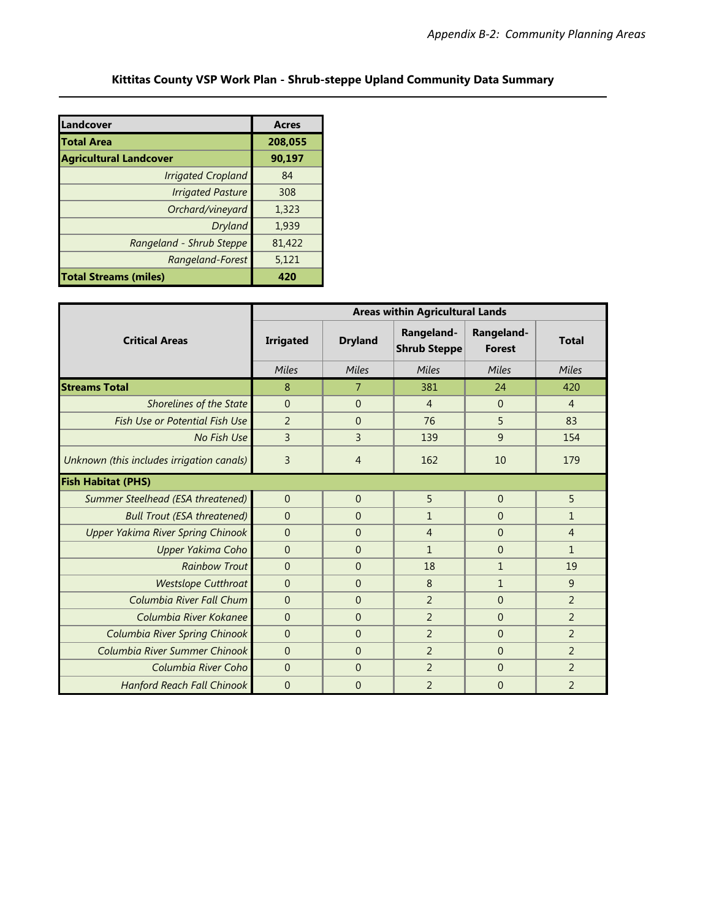## Kittitas County VSP Work Plan - Shrub-steppe Upland Community Data Summary

| Landcover | Acres |
|---|---|
| **Total Area** | **208,055** |
| **Agricultural Landcover** | **90,197** |
| *Irrigated Cropland* | 84 |
| *Irrigated Pasture* | 308 |
| *Orchard/vineyard* | 1,323 |
| *Dryland* | 1,939 |
| *Rangeland - Shrub Steppe* | 81,422 |
| *Rangeland-Forest* | 5,121 |
| **Total Streams (miles)** | **420** |

| Critical Areas | Areas within Agricultural Lands | | | | |
|---|---|---|---|---|---|
| | **Irrigated** | **Dryland** | **Rangeland-Shrub Steppe** | **Rangeland-Forest** | **Total** |
| | *Miles* | *Miles* | *Miles* | *Miles* | *Miles* |
| **Streams Total** | 8 | 7 | 381 | 24 | 420 |
| *Shorelines of the State* | 0 | 0 | 4 | 0 | 4 |
| *Fish Use or Potential Fish Use* | 2 | 0 | 76 | 5 | 83 |
| *No Fish Use* | 3 | 3 | 139 | 9 | 154 |
| *Unknown (this includes irrigation canals)* | 3 | 4 | 162 | 10 | 179 |
| **Fish Habitat (PHS)** | | | | | |
| *Summer Steelhead (ESA threatened)* | 0 | 0 | 5 | 0 | 5 |
| *Bull Trout (ESA threatened)* | 0 | 0 | 1 | 0 | 1 |
| *Upper Yakima River Spring Chinook* | 0 | 0 | 4 | 0 | 4 |
| *Upper Yakima Coho* | 0 | 0 | 1 | 0 | 1 |
| *Rainbow Trout* | 0 | 0 | 18 | 1 | 19 |
| *Westslope Cutthroat* | 0 | 0 | 8 | 1 | 9 |
| *Columbia River Fall Chum* | 0 | 0 | 2 | 0 | 2 |
| *Columbia River Kokanee* | 0 | 0 | 2 | 0 | 2 |
| *Columbia River Spring Chinook* | 0 | 0 | 2 | 0 | 2 |
| *Columbia River Summer Chinook* | 0 | 0 | 2 | 0 | 2 |
| *Columbia River Coho* | 0 | 0 | 2 | 0 | 2 |
| *Hanford Reach Fall Chinook* | 0 | 0 | 2 | 0 | 2 |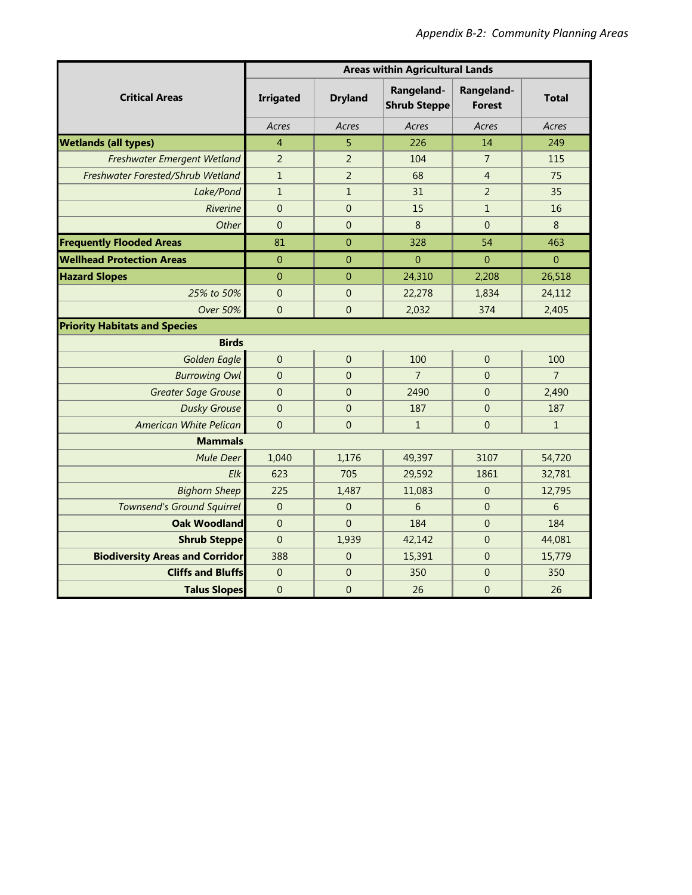| Critical Areas | Areas within Agricultural Lands | | | | |
|---|---|---|---|---|---|
| | Irrigated | Dryland | Rangeland-Shrub Steppe | Rangeland-Forest | Total |
| | *Acres* | *Acres* | *Acres* | *Acres* | *Acres* |
| **Wetlands (all types)** | 4 | 5 | 226 | 14 | 249 |
| *Freshwater Emergent Wetland* | 2 | 2 | 104 | 7 | 115 |
| *Freshwater Forested/Shrub Wetland* | 1 | 2 | 68 | 4 | 75 |
| *Lake/Pond* | 1 | 1 | 31 | 2 | 35 |
| *Riverine* | 0 | 0 | 15 | 1 | 16 |
| *Other* | 0 | 0 | 8 | 0 | 8 |
| **Frequently Flooded Areas** | 81 | 0 | 328 | 54 | 463 |
| **Wellhead Protection Areas** | 0 | 0 | 0 | 0 | 0 |
| **Hazard Slopes** | 0 | 0 | 24,310 | 2,208 | 26,518 |
| *25% to 50%* | 0 | 0 | 22,278 | 1,834 | 24,112 |
| *Over 50%* | 0 | 0 | 2,032 | 374 | 2,405 |
| **Priority Habitats and Species** | | | | | |
| **Birds** | | | | | |
| *Golden Eagle* | 0 | 0 | 100 | 0 | 100 |
| *Burrowing Owl* | 0 | 0 | 7 | 0 | 7 |
| *Greater Sage Grouse* | 0 | 0 | 2490 | 0 | 2,490 |
| *Dusky Grouse* | 0 | 0 | 187 | 0 | 187 |
| *American White Pelican* | 0 | 0 | 1 | 0 | 1 |
| **Mammals** | | | | | |
| *Mule Deer* | 1,040 | 1,176 | 49,397 | 3107 | 54,720 |
| *Elk* | 623 | 705 | 29,592 | 1861 | 32,781 |
| *Bighorn Sheep* | 225 | 1,487 | 11,083 | 0 | 12,795 |
| *Townsend's Ground Squirrel* | 0 | 0 | 6 | 0 | 6 |
| **Oak Woodland** | 0 | 0 | 184 | 0 | 184 |
| **Shrub Steppe** | 0 | 1,939 | 42,142 | 0 | 44,081 |
| **Biodiversity Areas and Corridor** | 388 | 0 | 15,391 | 0 | 15,779 |
| **Cliffs and Bluffs** | 0 | 0 | 350 | 0 | 350 |
| **Talus Slopes** | 0 | 0 | 26 | 0 | 26 |